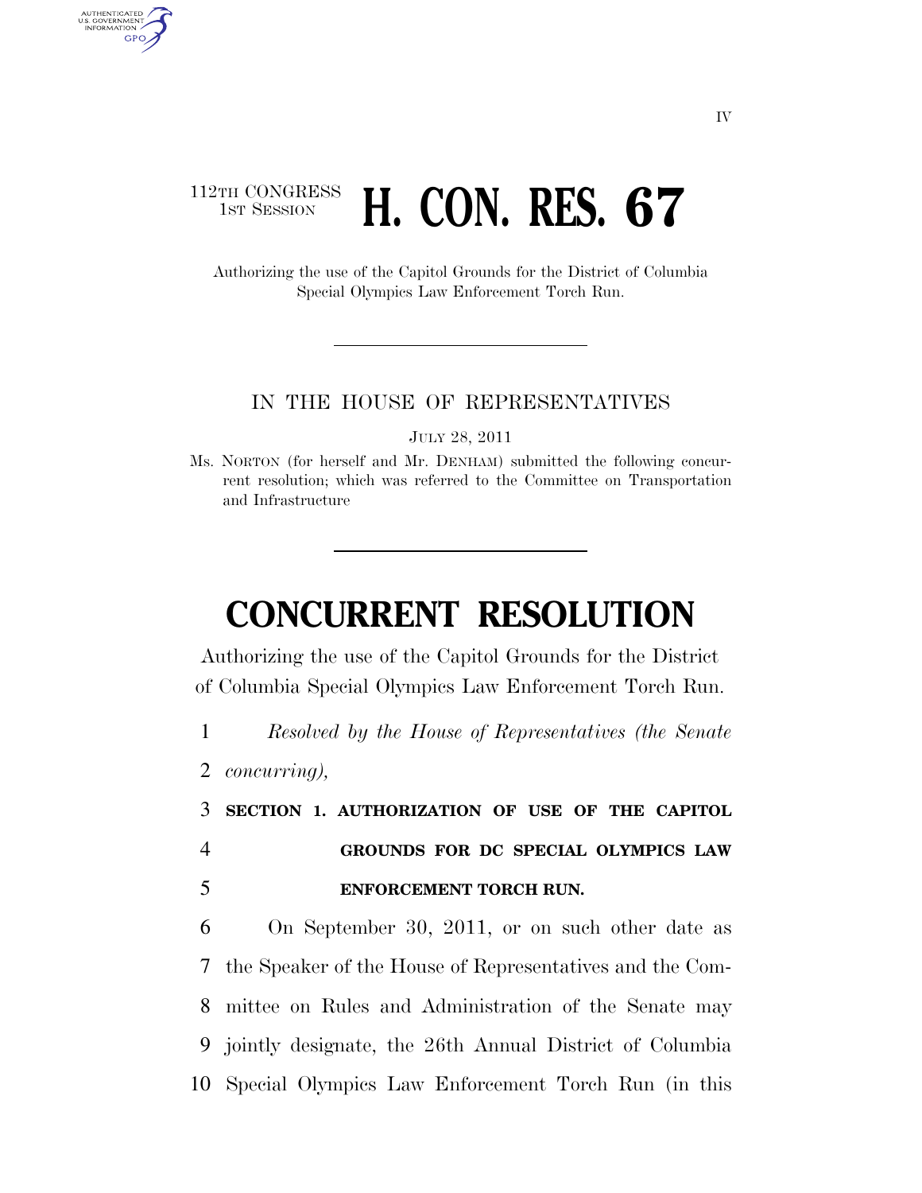112TH CONGRESS
1ST SESSION

# H. CON. RES. 67

Authorizing the use of the Capitol Grounds for the District of Columbia Special Olympics Law Enforcement Torch Run.

IN THE HOUSE OF REPRESENTATIVES

JULY 28, 2011

Ms. NORTON (for herself and Mr. DENHAM) submitted the following concurrent resolution; which was referred to the Committee on Transportation and Infrastructure

# CONCURRENT RESOLUTION

Authorizing the use of the Capitol Grounds for the District of Columbia Special Olympics Law Enforcement Torch Run.

1 *Resolved by the House of Representatives (the Senate*
2 *concurring),*

3 **SECTION 1. AUTHORIZATION OF USE OF THE CAPITOL**
4 **GROUNDS FOR DC SPECIAL OLYMPICS LAW**
5 **ENFORCEMENT TORCH RUN.**

6 On September 30, 2011, or on such other date as
7 the Speaker of the House of Representatives and the Com-
8 mittee on Rules and Administration of the Senate may
9 jointly designate, the 26th Annual District of Columbia
10 Special Olympics Law Enforcement Torch Run (in this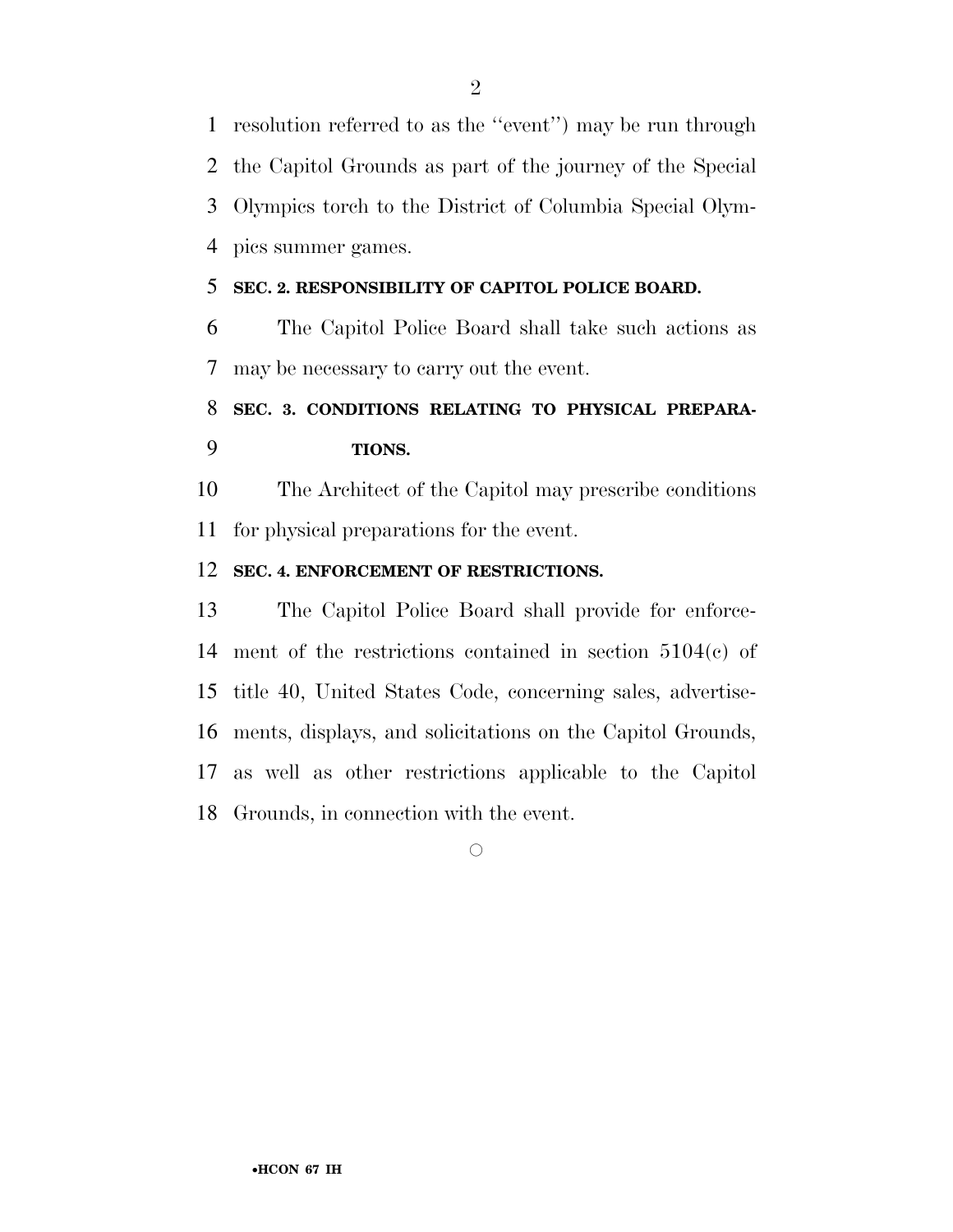resolution referred to as the ''event'') may be run through the Capitol Grounds as part of the journey of the Special Olympics torch to the District of Columbia Special Olympics summer games.

**SEC. 2. RESPONSIBILITY OF CAPITOL POLICE BOARD.**

The Capitol Police Board shall take such actions as may be necessary to carry out the event.

**SEC. 3. CONDITIONS RELATING TO PHYSICAL PREPARATIONS.**

The Architect of the Capitol may prescribe conditions for physical preparations for the event.

**SEC. 4. ENFORCEMENT OF RESTRICTIONS.**

The Capitol Police Board shall provide for enforcement of the restrictions contained in section 5104(c) of title 40, United States Code, concerning sales, advertisements, displays, and solicitations on the Capitol Grounds, as well as other restrictions applicable to the Capitol Grounds, in connection with the event.

○